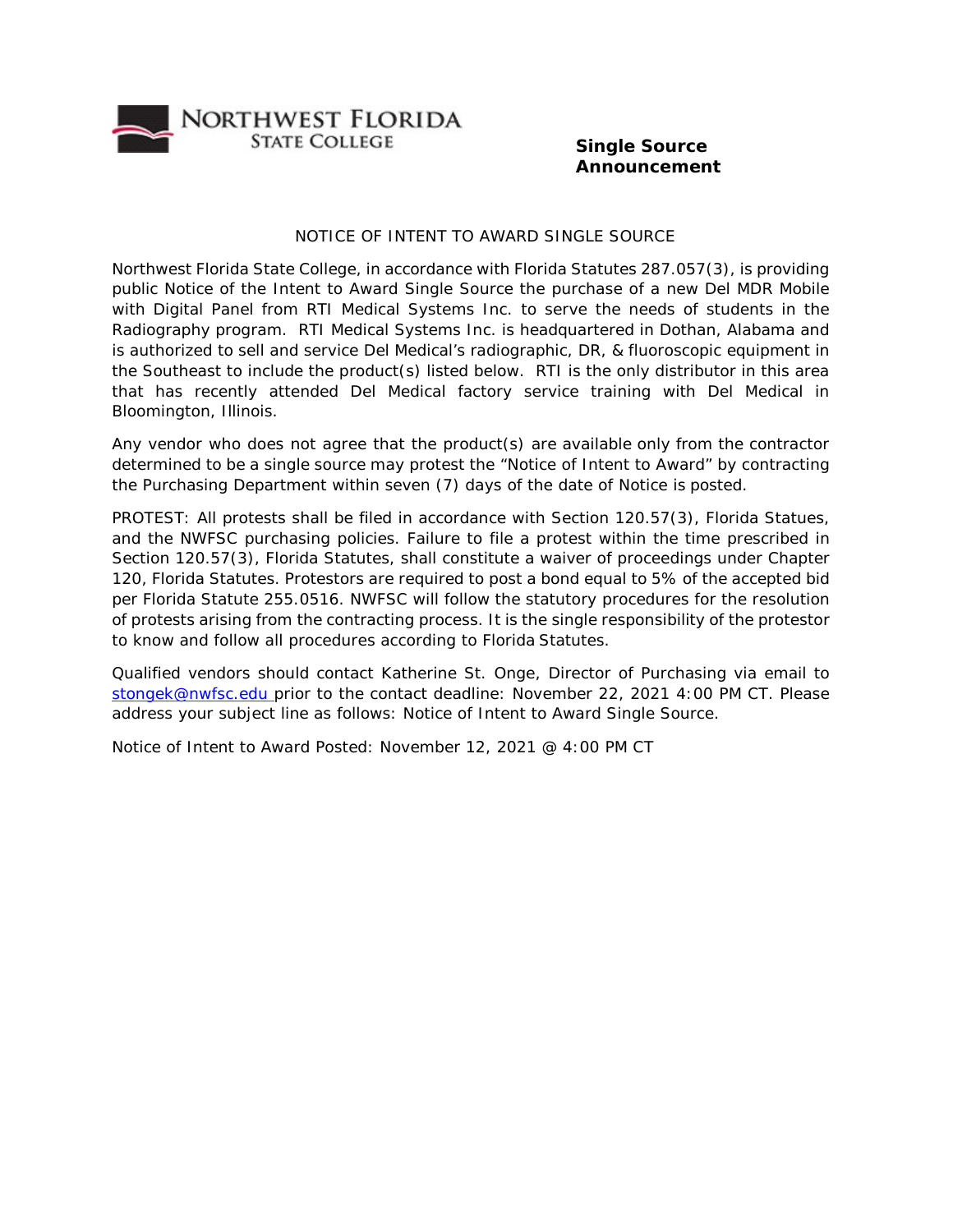NORTHWEST FLORIDA STATE COLLEGE

**Single Source Announcement**

NOTICE OF INTENT TO AWARD SINGLE SOURCE

Northwest Florida State College, in accordance with Florida Statutes 287.057(3), is providing public Notice of the Intent to Award Single Source the purchase of a new Del MDR Mobile with Digital Panel from RTI Medical Systems Inc. to serve the needs of students in the Radiography program. RTI Medical Systems Inc. is headquartered in Dothan, Alabama and is authorized to sell and service Del Medical's radiographic, DR, & fluoroscopic equipment in the Southeast to include the product(s) listed below. RTI is the only distributor in this area that has recently attended Del Medical factory service training with Del Medical in Bloomington, Illinois.

Any vendor who does not agree that the product(s) are available only from the contractor determined to be a single source may protest the "Notice of Intent to Award" by contracting the Purchasing Department within seven (7) days of the date of Notice is posted.

PROTEST: All protests shall be filed in accordance with Section 120.57(3), Florida Statues, and the NWFSC purchasing policies. Failure to file a protest within the time prescribed in Section 120.57(3), Florida Statutes, shall constitute a waiver of proceedings under Chapter 120, Florida Statutes. Protestors are required to post a bond equal to 5% of the accepted bid per Florida Statute 255.0516. NWFSC will follow the statutory procedures for the resolution of protests arising from the contracting process. It is the single responsibility of the protestor to know and follow all procedures according to Florida Statutes.

Qualified vendors should contact Katherine St. Onge, Director of Purchasing via email to stongek@nwfsc.edu prior to the contact deadline: November 22, 2021 4:00 PM CT. Please address your subject line as follows: Notice of Intent to Award Single Source.

Notice of Intent to Award Posted: November 12, 2021 @ 4:00 PM CT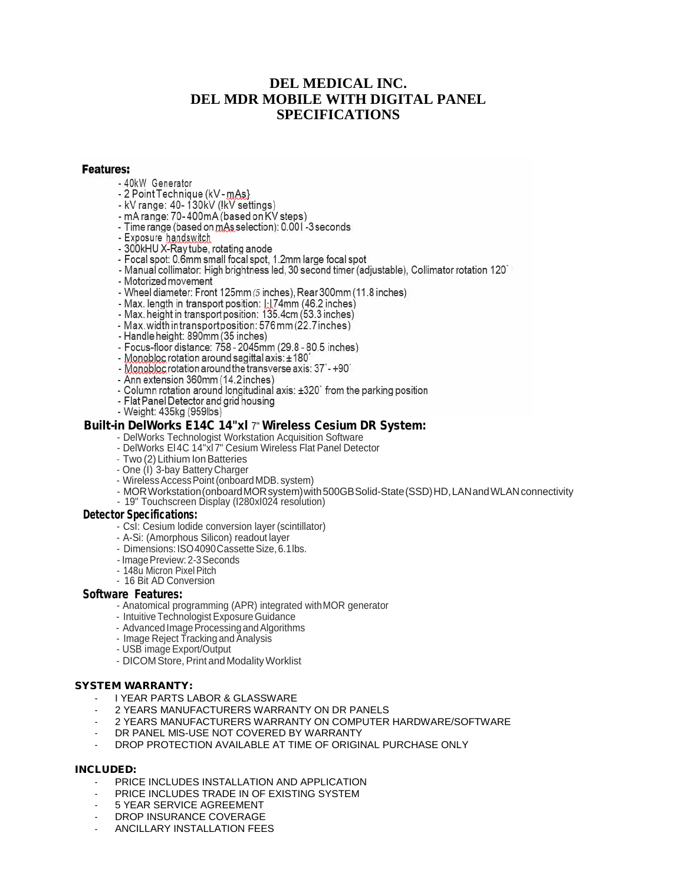# DEL MEDICAL INC.
# DEL MDR MOBILE WITH DIGITAL PANEL
# SPECIFICATIONS

**Features:**

- 40kW Generator
- 2 Point Technique (kV - mAs}
- kV range: 40 - 130kV (!kV settings)
- mA range: 70 - 400mA (based on KV steps)
- Time range (based on mAs selection): 0.00I -3 seconds
- Exposure handswitch
- 300kHU X-Ray tube, rotating anode
- Focal spot: 0.6mm small focal spot, 1.2mm large focal spot
- Manual collimator: High brightness led, 30 second timer (adjustable), Collimator rotation 120˚
- Motorized movement
- Wheel diameter: Front 125mm (5 inches), Rear 300mm (11.8 inches)
- Max. length in transport position: l:l74mm (46.2 inches)
- Max. height in transport position: 135.4cm (53.3 inches)
- Max. width in transport position: 576 mm (22.7 inches)
- Handle height: 890mm (35 inches)
- Focus-floor distance: 758 - 2045mm (29.8 - 80.5 inches)
- Monobloc rotation around sagittal axis: ± 180˚
- Monobloc rotation around the transverse axis: 37˚ - +90˚
- Ann extension 360mm (14.2 inches)
- Column rotation around longitudinal axis: ±320˚ from the parking position
- Flat Panel Detector and grid housing
- Weight: 435kg (959lbs)

**Built-in DelWorks E14C 14"xl 7" Wireless Cesium DR System:**

- DelWorks Technologist Workstation Acquisition Software
- DelWorks El4C 14"xl 7" Cesium Wireless Flat Panel Detector
- Two (2) Lithium Ion Batteries
- One (I) 3-bay Battery Charger
- Wireless Access Point (onboard MDB. system)
- MOR Workstation (onboard MOR system) with 500GB Solid-State (SSD) HD, LAN and WLAN connectivity
- 19" Touchscreen Display (I280xI024 resolution)

**Detector Specifications:**

- CsI: Cesium lodide conversion layer (scintillator)
- A-Si: (Amorphous Silicon) readout layer
- Dimensions: ISO 4090 Cassette Size, 6.1 lbs.
- Image Preview: 2-3 Seconds
- 148u Micron Pixel Pitch
- 16 Bit AD Conversion

**Software Features:**

- Anatomical programming (APR) integrated with MOR generator
- Intuitive Technologist Exposure Guidance
- Advanced Image Processing and Algorithms
- Image Reject Tracking and Analysis
- USB image Export/Output
- DICOM Store, Print and Modality Worklist

**SYSTEM WARRANTY:**

- I YEAR PARTS LABOR & GLASSWARE
- 2 YEARS MANUFACTURERS WARRANTY ON DR PANELS
- 2 YEARS MANUFACTURERS WARRANTY ON COMPUTER HARDWARE/SOFTWARE
- DR PANEL MIS-USE NOT COVERED BY WARRANTY
- DROP PROTECTION AVAILABLE AT TIME OF ORIGINAL PURCHASE ONLY

**INCLUDED:**

- PRICE INCLUDES INSTALLATION AND APPLICATION
- PRICE INCLUDES TRADE IN OF EXISTING SYSTEM
- 5 YEAR SERVICE AGREEMENT
- DROP INSURANCE COVERAGE
- ANCILLARY INSTALLATION FEES